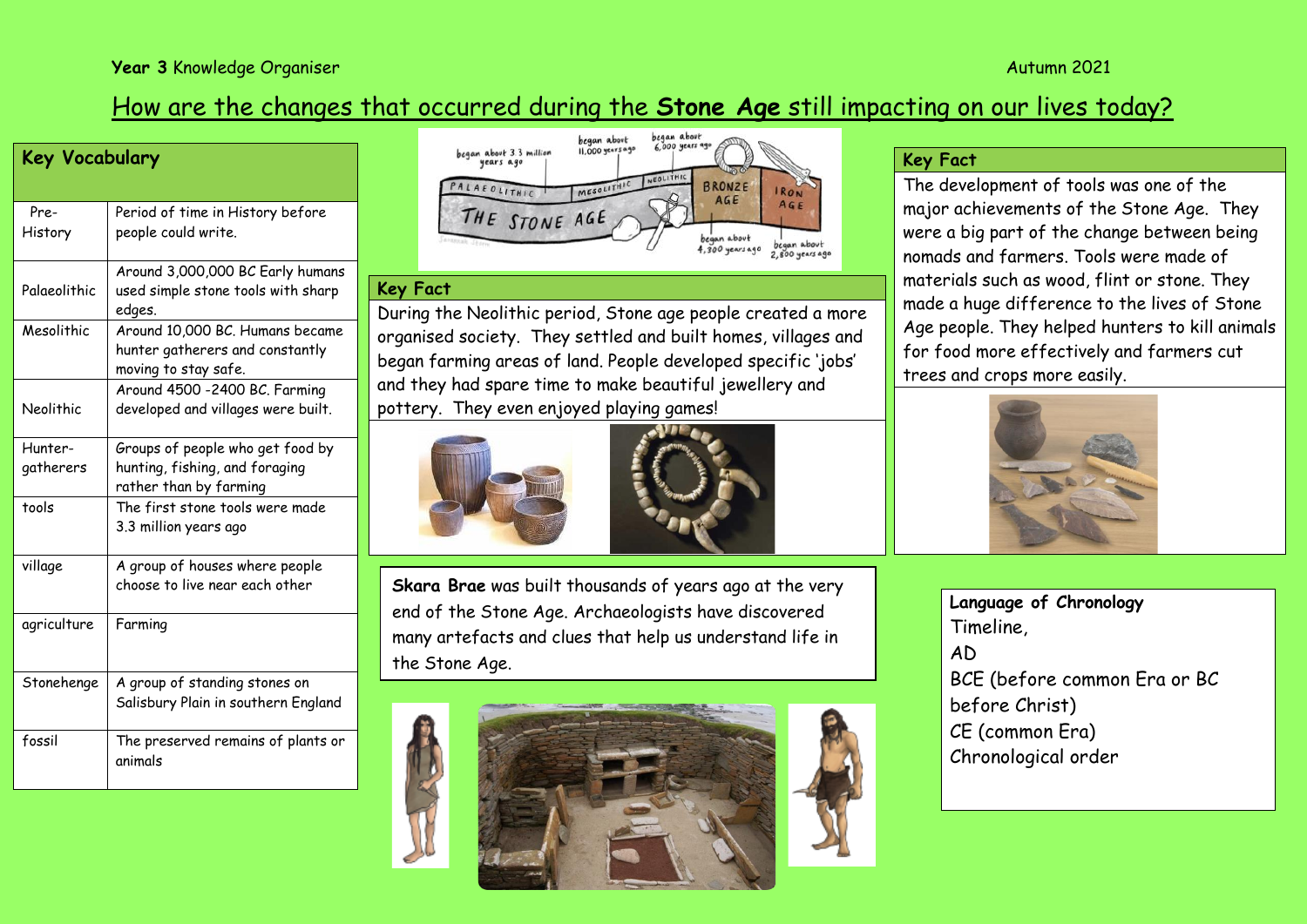**Year 3** Knowledge Organiser

Autumn 2021

# How are the changes that occurred during the **Stone Age** still impacting on our lives today?

## Key Vocabulary

| Term | Definition |
|---|---|
| Pre-History | Period of time in History before people could write. |
| Palaeolithic | Around 3,000,000 BC Early humans used simple stone tools with sharp edges. |
| Mesolithic | Around 10,000 BC. Humans became hunter gatherers and constantly moving to stay safe. |
| Neolithic | Around 4500 -2400 BC. Farming developed and villages were built. |
| Hunter-gatherers | Groups of people who get food by hunting, fishing, and foraging rather than by farming |
| tools | The first stone tools were made 3.3 million years ago |
| village | A group of houses where people choose to live near each other |
| agriculture | Farming |
| Stonehenge | A group of standing stones on Salisbury Plain in southern England |
| fossil | The preserved remains of plants or animals |

## Key Fact

During the Neolithic period, Stone age people created a more organised society. They settled and built homes, villages and began farming areas of land. People developed specific 'jobs' and they had spare time to make beautiful jewellery and pottery. They even enjoyed playing games!

**Skara Brae** was built thousands of years ago at the very end of the Stone Age. Archaeologists have discovered many artefacts and clues that help us understand life in the Stone Age.

## Key Fact

The development of tools was one of the major achievements of the Stone Age. They were a big part of the change between being nomads and farmers. Tools were made of materials such as wood, flint or stone. They made a huge difference to the lives of Stone Age people. They helped hunters to kill animals for food more effectively and farmers cut trees and crops more easily.

**Language of Chronology**

Timeline,
AD
BCE (before common Era or BC before Christ)
CE (common Era)
Chronological order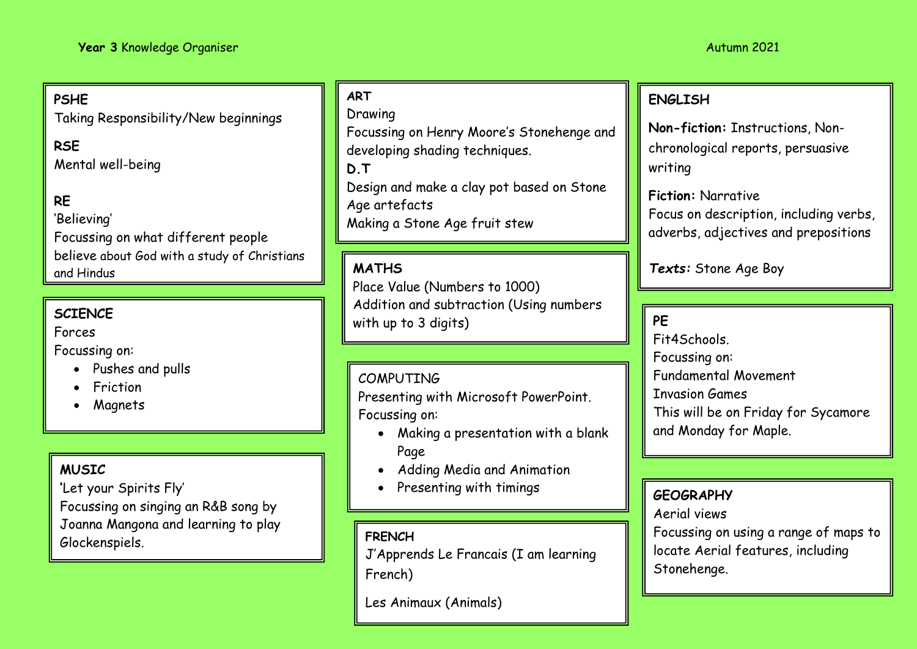**Year 3** Knowledge Organiser

Autumn 2021

## PSHE

Taking Responsibility/New beginnings

## RSE

Mental well-being

## RE

'Believing'

Focussing on what different people believe about God with a study of Christians and Hindus

## SCIENCE

Forces

Focussing on:

- Pushes and pulls
- Friction
- Magnets

## MUSIC

'Let your Spirits Fly'

Focussing on singing an R&B song by Joanna Mangona and learning to play Glockenspiels.

## ART

Drawing

Focussing on Henry Moore's Stonehenge and developing shading techniques.

## D.T

Design and make a clay pot based on Stone Age artefacts

Making a Stone Age fruit stew

## MATHS

Place Value (Numbers to 1000)

Addition and subtraction (Using numbers with up to 3 digits)

## COMPUTING

Presenting with Microsoft PowerPoint.

Focussing on:

- Making a presentation with a blank Page
- Adding Media and Animation
- Presenting with timings

## FRENCH

J'Apprends Le Francais (I am learning French)

Les Animaux (Animals)

## ENGLISH

**Non-fiction:** Instructions, Non-chronological reports, persuasive writing

**Fiction:** Narrative

Focus on description, including verbs, adverbs, adjectives and prepositions

***Texts:*** Stone Age Boy

## PE

Fit4Schools.

Focussing on:

Fundamental Movement

Invasion Games

This will be on Friday for Sycamore and Monday for Maple.

## GEOGRAPHY

Aerial views

Focussing on using a range of maps to locate Aerial features, including Stonehenge.